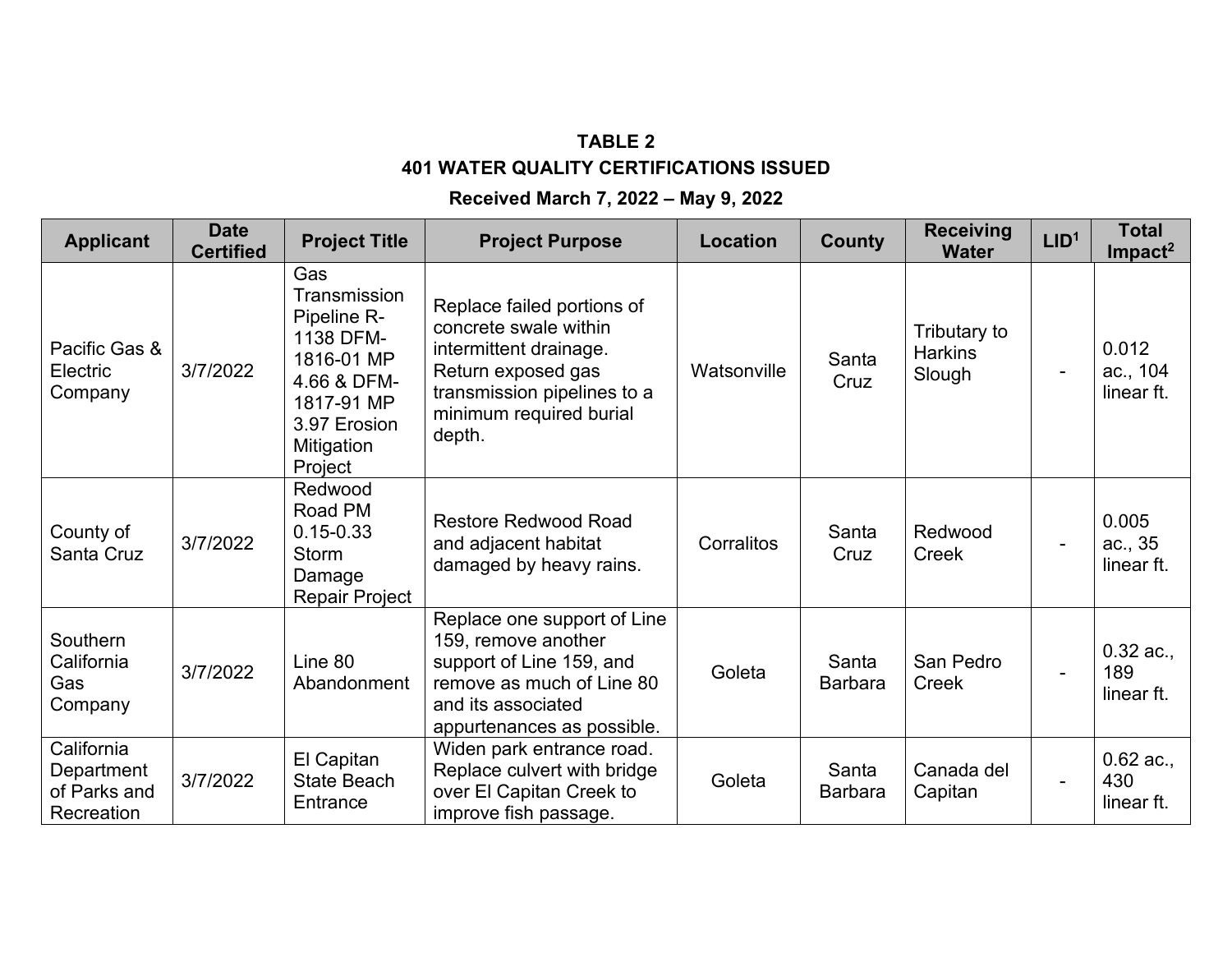**TABLE 2**

**401 WATER QUALITY CERTIFICATIONS ISSUED**

**Received March 7, 2022 – May 9, 2022**

| Applicant | Date Certified | Project Title | Project Purpose | Location | County | Receiving Water | LID[1] | Total Impact[2] |
|---|---|---|---|---|---|---|---|---|
| Pacific Gas & Electric Company | 3/7/2022 | Gas Transmission Pipeline R-1138 DFM-1816-01 MP 4.66 & DFM-1817-91 MP 3.97 Erosion Mitigation Project | Replace failed portions of concrete swale within intermittent drainage. Return exposed gas transmission pipelines to a minimum required burial depth. | Watsonville | Santa Cruz | Tributary to Harkins Slough | - | 0.012 ac., 104 linear ft. |
| County of Santa Cruz | 3/7/2022 | Redwood Road PM 0.15-0.33 Storm Damage Repair Project | Restore Redwood Road and adjacent habitat damaged by heavy rains. | Corralitos | Santa Cruz | Redwood Creek | - | 0.005 ac., 35 linear ft. |
| Southern California Gas Company | 3/7/2022 | Line 80 Abandonment | Replace one support of Line 159, remove another support of Line 159, and remove as much of Line 80 and its associated appurtenances as possible. | Goleta | Santa Barbara | San Pedro Creek | - | 0.32 ac., 189 linear ft. |
| California Department of Parks and Recreation | 3/7/2022 | El Capitan State Beach Entrance | Widen park entrance road. Replace culvert with bridge over El Capitan Creek to improve fish passage. | Goleta | Santa Barbara | Canada del Capitan | - | 0.62 ac., 430 linear ft. |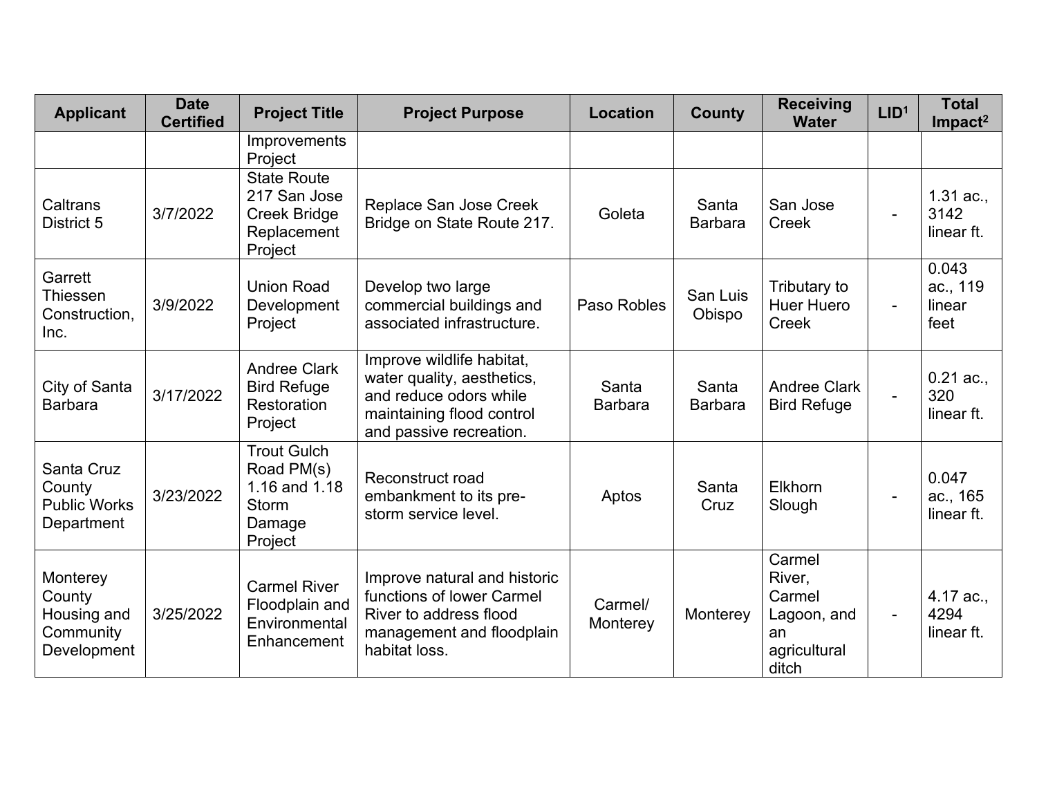| Applicant | Date Certified | Project Title | Project Purpose | Location | County | Receiving Water | LID[1] | Total Impact[2] |
|---|---|---|---|---|---|---|---|---|
| | | Improvements Project | | | | | | |
| Caltrans District 5 | 3/7/2022 | State Route 217 San Jose Creek Bridge Replacement Project | Replace San Jose Creek Bridge on State Route 217. | Goleta | Santa Barbara | San Jose Creek | - | 1.31 ac., 3142 linear ft. |
| Garrett Thiessen Construction, Inc. | 3/9/2022 | Union Road Development Project | Develop two large commercial buildings and associated infrastructure. | Paso Robles | San Luis Obispo | Tributary to Huer Huero Creek | - | 0.043 ac., 119 linear feet |
| City of Santa Barbara | 3/17/2022 | Andree Clark Bird Refuge Restoration Project | Improve wildlife habitat, water quality, aesthetics, and reduce odors while maintaining flood control and passive recreation. | Santa Barbara | Santa Barbara | Andree Clark Bird Refuge | - | 0.21 ac., 320 linear ft. |
| Santa Cruz County Public Works Department | 3/23/2022 | Trout Gulch Road PM(s) 1.16 and 1.18 Storm Damage Project | Reconstruct road embankment to its pre-storm service level. | Aptos | Santa Cruz | Elkhorn Slough | - | 0.047 ac., 165 linear ft. |
| Monterey County Housing and Community Development | 3/25/2022 | Carmel River Floodplain and Environmental Enhancement | Improve natural and historic functions of lower Carmel River to address flood management and floodplain habitat loss. | Carmel/ Monterey | Monterey | Carmel River, Carmel Lagoon, and an agricultural ditch | - | 4.17 ac., 4294 linear ft. |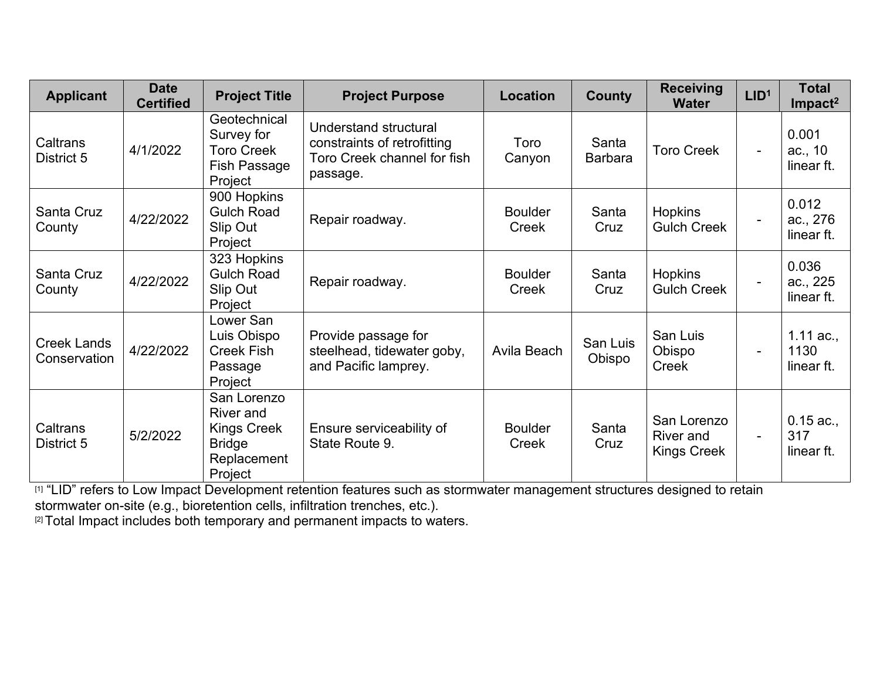| Applicant | Date Certified | Project Title | Project Purpose | Location | County | Receiving Water | LID[1] | Total Impact[2] |
|---|---|---|---|---|---|---|---|---|
| Caltrans District 5 | 4/1/2022 | Geotechnical Survey for Toro Creek Fish Passage Project | Understand structural constraints of retrofitting Toro Creek channel for fish passage. | Toro Canyon | Santa Barbara | Toro Creek | - | 0.001 ac., 10 linear ft. |
| Santa Cruz County | 4/22/2022 | 900 Hopkins Gulch Road Slip Out Project | Repair roadway. | Boulder Creek | Santa Cruz | Hopkins Gulch Creek | - | 0.012 ac., 276 linear ft. |
| Santa Cruz County | 4/22/2022 | 323 Hopkins Gulch Road Slip Out Project | Repair roadway. | Boulder Creek | Santa Cruz | Hopkins Gulch Creek | - | 0.036 ac., 225 linear ft. |
| Creek Lands Conservation | 4/22/2022 | Lower San Luis Obispo Creek Fish Passage Project | Provide passage for steelhead, tidewater goby, and Pacific lamprey. | Avila Beach | San Luis Obispo | San Luis Obispo Creek | - | 1.11 ac., 1130 linear ft. |
| Caltrans District 5 | 5/2/2022 | San Lorenzo River and Kings Creek Bridge Replacement Project | Ensure serviceability of State Route 9. | Boulder Creek | Santa Cruz | San Lorenzo River and Kings Creek | - | 0.15 ac., 317 linear ft. |

[1] "LID" refers to Low Impact Development retention features such as stormwater management structures designed to retain stormwater on-site (e.g., bioretention cells, infiltration trenches, etc.).

[2] Total Impact includes both temporary and permanent impacts to waters.